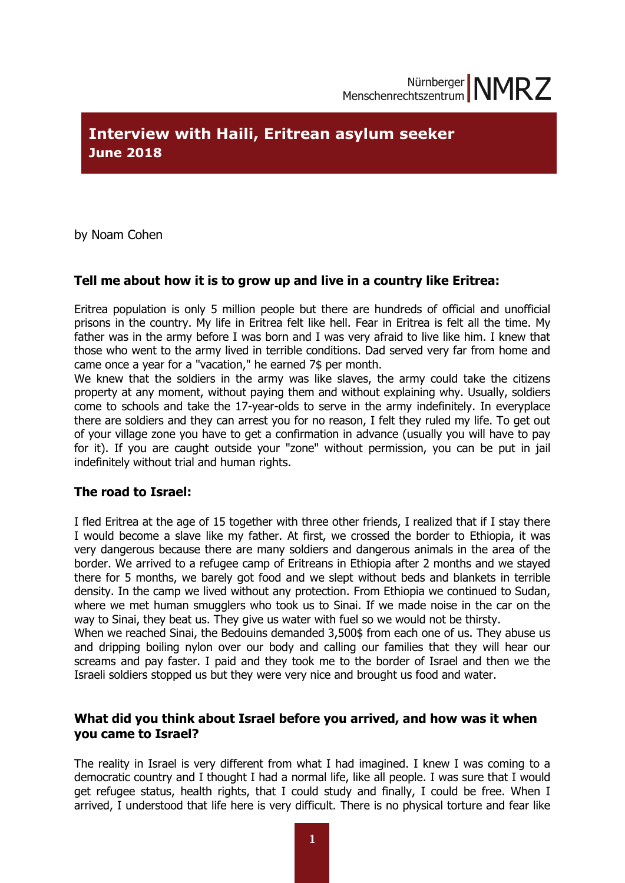Nürnberger Menschenrechtszentrum | NMRZ

# Interview with Haili, Eritrean asylum seeker

**June 2018**

by Noam Cohen

### Tell me about how it is to grow up and live in a country like Eritrea:

Eritrea population is only 5 million people but there are hundreds of official and unofficial prisons in the country. My life in Eritrea felt like hell. Fear in Eritrea is felt all the time. My father was in the army before I was born and I was very afraid to live like him. I knew that those who went to the army lived in terrible conditions. Dad served very far from home and came once a year for a "vacation," he earned 7$ per month.

We knew that the soldiers in the army was like slaves, the army could take the citizens property at any moment, without paying them and without explaining why. Usually, soldiers come to schools and take the 17-year-olds to serve in the army indefinitely. In everyplace there are soldiers and they can arrest you for no reason, I felt they ruled my life. To get out of your village zone you have to get a confirmation in advance (usually you will have to pay for it). If you are caught outside your "zone" without permission, you can be put in jail indefinitely without trial and human rights.

### The road to Israel:

I fled Eritrea at the age of 15 together with three other friends, I realized that if I stay there I would become a slave like my father. At first, we crossed the border to Ethiopia, it was very dangerous because there are many soldiers and dangerous animals in the area of the border. We arrived to a refugee camp of Eritreans in Ethiopia after 2 months and we stayed there for 5 months, we barely got food and we slept without beds and blankets in terrible density. In the camp we lived without any protection. From Ethiopia we continued to Sudan, where we met human smugglers who took us to Sinai. If we made noise in the car on the way to Sinai, they beat us. They give us water with fuel so we would not be thirsty.

When we reached Sinai, the Bedouins demanded 3,500$ from each one of us. They abuse us and dripping boiling nylon over our body and calling our families that they will hear our screams and pay faster. I paid and they took me to the border of Israel and then we the Israeli soldiers stopped us but they were very nice and brought us food and water.

### What did you think about Israel before you arrived, and how was it when you came to Israel?

The reality in Israel is very different from what I had imagined. I knew I was coming to a democratic country and I thought I had a normal life, like all people. I was sure that I would get refugee status, health rights, that I could study and finally, I could be free. When I arrived, I understood that life here is very difficult. There is no physical torture and fear like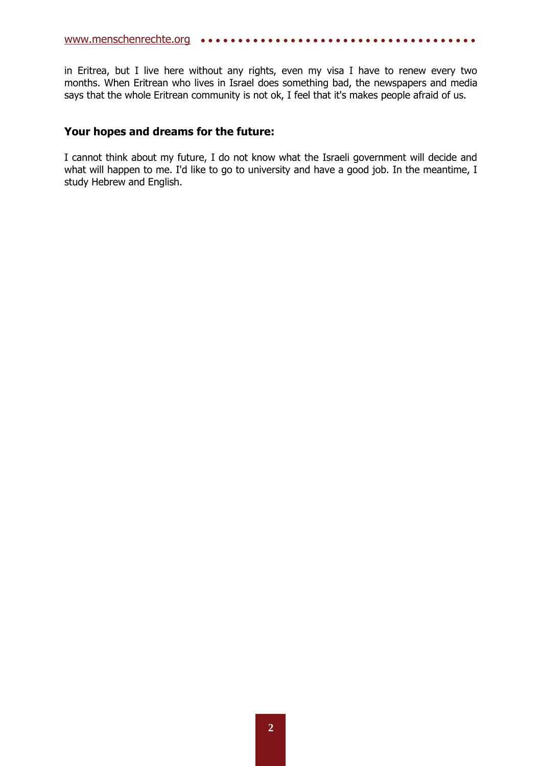in Eritrea, but I live here without any rights, even my visa I have to renew every two months. When Eritrean who lives in Israel does something bad, the newspapers and media says that the whole Eritrean community is not ok, I feel that it's makes people afraid of us.

### Your hopes and dreams for the future:

I cannot think about my future, I do not know what the Israeli government will decide and what will happen to me. I'd like to go to university and have a good job. In the meantime, I study Hebrew and English.